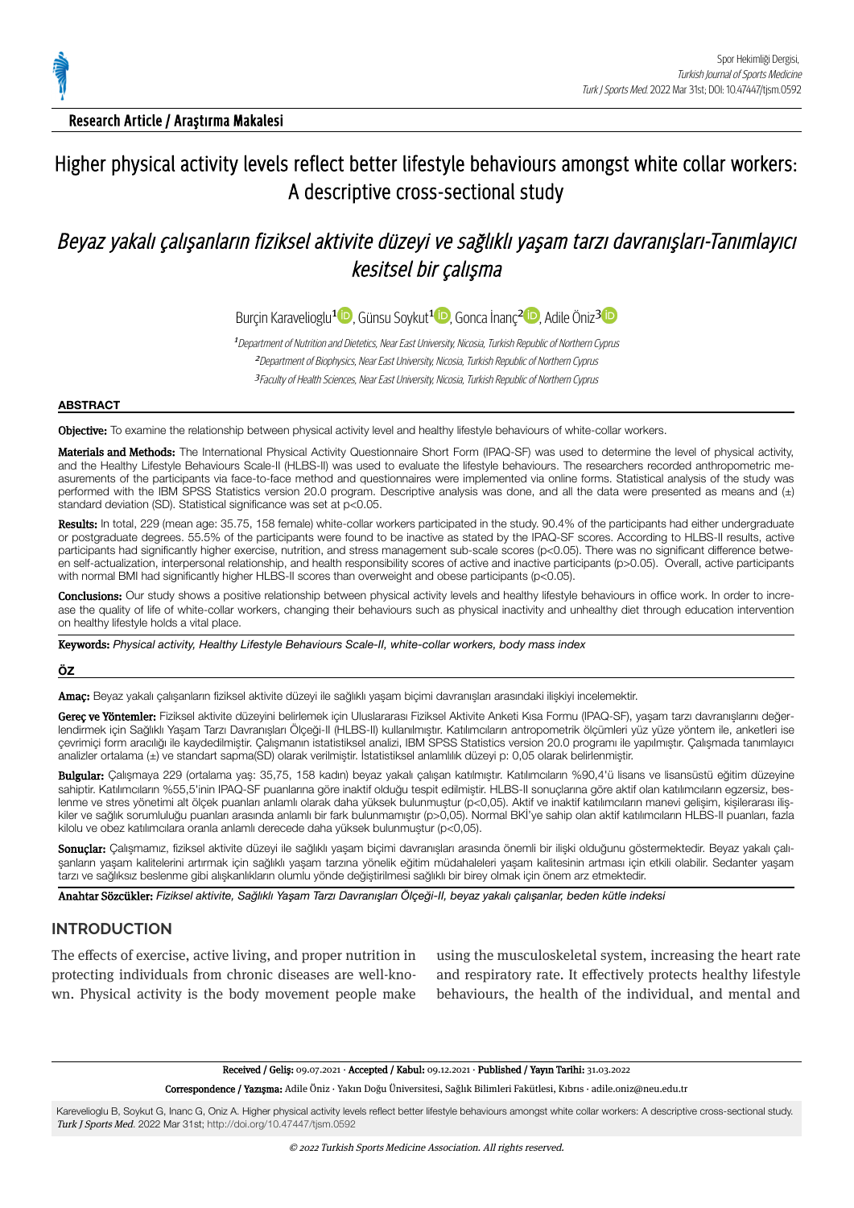**Research Article / Araştırma Makalesi**

# Higher physical activity levels reflect better lifestyle behaviours amongst white collar workers: A descriptive cross-sectional study

# *Beyaz yakalı çalışanların fiziksel aktivite düzeyi ve sağlıklı yaşam tarzı davranışları-Tanımlayıcı kesitsel bir çalışma*

Burçin Karavelioglu[1], Günsu Soykut[1], Gonca İnanç[2], Adile Öniz[3]

[1]*Department of Nutrition and Dietetics, Near East University, Nicosia, Turkish Republic of Northern Cyprus*
[2]*Department of Biophysics, Near East University, Nicosia, Turkish Republic of Northern Cyprus*
[3]*Faculty of Health Sciences, Near East University, Nicosia, Turkish Republic of Northern Cyprus*

## ABSTRACT

**Objective:** To examine the relationship between physical activity level and healthy lifestyle behaviours of white-collar workers.

**Materials and Methods:** The International Physical Activity Questionnaire Short Form (IPAQ-SF) was used to determine the level of physical activity, and the Healthy Lifestyle Behaviours Scale-II (HLBS-II) was used to evaluate the lifestyle behaviours. The researchers recorded anthropometric measurements of the participants via face-to-face method and questionnaires were implemented via online forms. Statistical analysis of the study was performed with the IBM SPSS Statistics version 20.0 program. Descriptive analysis was done, and all the data were presented as means and (±) standard deviation (SD). Statistical significance was set at p<0.05.

**Results:** In total, 229 (mean age: 35.75, 158 female) white-collar workers participated in the study. 90.4% of the participants had either undergraduate or postgraduate degrees. 55.5% of the participants were found to be inactive as stated by the IPAQ-SF scores. According to HLBS-II results, active participants had significantly higher exercise, nutrition, and stress management sub-scale scores (p<0.05). There was no significant difference between self-actualization, interpersonal relationship, and health responsibility scores of active and inactive participants (p>0.05). Overall, active participants with normal BMI had significantly higher HLBS-II scores than overweight and obese participants (p<0.05).

**Conclusions:** Our study shows a positive relationship between physical activity levels and healthy lifestyle behaviours in office work. In order to increase the quality of life of white-collar workers, changing their behaviours such as physical inactivity and unhealthy diet through education intervention on healthy lifestyle holds a vital place.

**Keywords:** *Physical activity, Healthy Lifestyle Behaviours Scale-II, white-collar workers, body mass index*

## ÖZ

**Amaç:** Beyaz yakalı çalışanların fiziksel aktivite düzeyi ile sağlıklı yaşam biçimi davranışları arasındaki ilişkiyi incelemektir.

**Gereç ve Yöntemler:** Fiziksel aktivite düzeyini belirlemek için Uluslararası Fiziksel Aktivite Anketi Kısa Formu (IPAQ-SF), yaşam tarzı davranışlarını değerlendirmek için Sağlıklı Yaşam Tarzı Davranışları Ölçeği-II (HLBS-II) kullanılmıştır. Katılımcıların antropometrik ölçümleri yüz yüze yöntem ile, anketleri ise çevrimiçi form aracılığı ile kaydedilmiştir. Çalışmanın istatistiksel analizi, IBM SPSS Statistics version 20.0 programı ile yapılmıştır. Çalışmada tanımlayıcı analizler ortalama (±) ve standart sapma(SD) olarak verilmiştir. İstatistiksel anlamlılık düzeyi p: 0,05 olarak belirlenmiştir.

**Bulgular:** Çalışmaya 229 (ortalama yaş: 35,75, 158 kadın) beyaz yakalı çalışan katılmıştır. Katılımcıların %90,4'ü lisans ve lisansüstü eğitim düzeyine sahiptir. Katılımcıların %55,5'inin IPAQ-SF puanlarına göre inaktif olduğu tespit edilmiştir. HLBS-II sonuçlarına göre aktif olan katılımcıların egzersiz, beslenme ve stres yönetimi alt ölçek puanları anlamlı olarak daha yüksek bulunmuştur (p<0,05). Aktif ve inaktif katılımcıların manevi gelişim, kişilerarası ilişkiler ve sağlık sorumluluğu puanları arasında anlamlı bir fark bulunmamıştır (p>0,05). Normal BKİ'ye sahip olan aktif katılımcıların HLBS-II puanları, fazla kilolu ve obez katılımcılara oranla anlamlı derecede daha yüksek bulunmuştur (p<0,05).

**Sonuçlar:** Çalışmamız, fiziksel aktivite düzeyi ile sağlıklı yaşam biçimi davranışları arasında önemli bir ilişki olduğunu göstermektedir. Beyaz yakalı çalışanların yaşam kalitelerini artırmak için sağlıklı yaşam tarzına yönelik eğitim müdahaleleri yaşam kalitesinin artması için etkili olabilir. Sedanter yaşam tarzı ve sağlıksız beslenme gibi alışkanlıkların olumlu yönde değiştirilmesi sağlıklı bir birey olmak için önem arz etmektedir.

**Anahtar Sözcükler:** *Fiziksel aktivite, Sağlıklı Yaşam Tarzı Davranışları Ölçeği-II, beyaz yakalı çalışanlar, beden kütle indeksi*

## INTRODUCTION

The effects of exercise, active living, and proper nutrition in protecting individuals from chronic diseases are well-known. Physical activity is the body movement people make using the musculoskeletal system, increasing the heart rate and respiratory rate. It effectively protects healthy lifestyle behaviours, the health of the individual, and mental and

**Received / Geliş:** 09.07.2021 · **Accepted / Kabul:** 09.12.2021 · **Published / Yayın Tarihi:** 31.03.2022

**Correspondence / Yazışma:** Adile Öniz · Yakın Doğu Üniversitesi, Sağlık Bilimleri Fakültesi, Kıbrıs · adile.oniz@neu.edu.tr

Karevelioglu B, Soykut G, Inanc G, Oniz A. Higher physical activity levels reflect better lifestyle behaviours amongst white collar workers: A descriptive cross-sectional study. *Turk J Sports Med.* 2022 Mar 31st; http://doi.org/10.47447/tjsm.0592

*© 2022 Turkish Sports Medicine Association. All rights reserved.*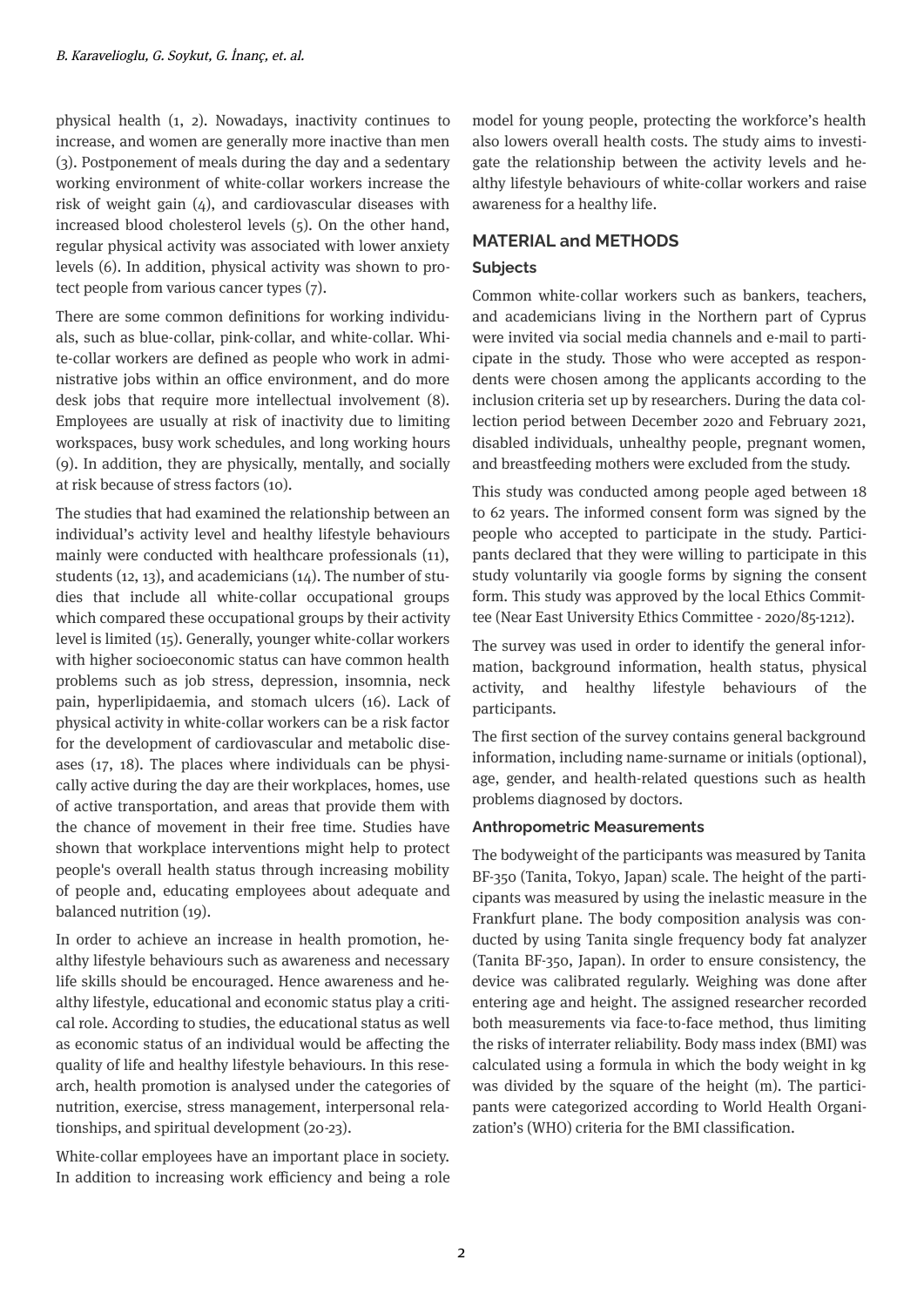physical health (1, 2). Nowadays, inactivity continues to increase, and women are generally more inactive than men (3). Postponement of meals during the day and a sedentary working environment of white-collar workers increase the risk of weight gain (4), and cardiovascular diseases with increased blood cholesterol levels (5). On the other hand, regular physical activity was associated with lower anxiety levels (6). In addition, physical activity was shown to protect people from various cancer types (7).

There are some common definitions for working individuals, such as blue-collar, pink-collar, and white-collar. White-collar workers are defined as people who work in administrative jobs within an office environment, and do more desk jobs that require more intellectual involvement (8). Employees are usually at risk of inactivity due to limiting workspaces, busy work schedules, and long working hours (9). In addition, they are physically, mentally, and socially at risk because of stress factors (10).

The studies that had examined the relationship between an individual's activity level and healthy lifestyle behaviours mainly were conducted with healthcare professionals (11), students (12, 13), and academicians (14). The number of studies that include all white-collar occupational groups which compared these occupational groups by their activity level is limited (15). Generally, younger white-collar workers with higher socioeconomic status can have common health problems such as job stress, depression, insomnia, neck pain, hyperlipidaemia, and stomach ulcers (16). Lack of physical activity in white-collar workers can be a risk factor for the development of cardiovascular and metabolic diseases (17, 18). The places where individuals can be physically active during the day are their workplaces, homes, use of active transportation, and areas that provide them with the chance of movement in their free time. Studies have shown that workplace interventions might help to protect people's overall health status through increasing mobility of people and, educating employees about adequate and balanced nutrition (19).

In order to achieve an increase in health promotion, healthy lifestyle behaviours such as awareness and necessary life skills should be encouraged. Hence awareness and healthy lifestyle, educational and economic status play a critical role. According to studies, the educational status as well as economic status of an individual would be affecting the quality of life and healthy lifestyle behaviours. In this research, health promotion is analysed under the categories of nutrition, exercise, stress management, interpersonal relationships, and spiritual development (20-23).

White-collar employees have an important place in society. In addition to increasing work efficiency and being a role model for young people, protecting the workforce's health also lowers overall health costs. The study aims to investigate the relationship between the activity levels and healthy lifestyle behaviours of white-collar workers and raise awareness for a healthy life.

## MATERIAL and METHODS

### Subjects

Common white-collar workers such as bankers, teachers, and academicians living in the Northern part of Cyprus were invited via social media channels and e-mail to participate in the study. Those who were accepted as respondents were chosen among the applicants according to the inclusion criteria set up by researchers. During the data collection period between December 2020 and February 2021, disabled individuals, unhealthy people, pregnant women, and breastfeeding mothers were excluded from the study.

This study was conducted among people aged between 18 to 62 years. The informed consent form was signed by the people who accepted to participate in the study. Participants declared that they were willing to participate in this study voluntarily via google forms by signing the consent form. This study was approved by the local Ethics Committee (Near East University Ethics Committee - 2020/85-1212).

The survey was used in order to identify the general information, background information, health status, physical activity, and healthy lifestyle behaviours of the participants.

The first section of the survey contains general background information, including name-surname or initials (optional), age, gender, and health-related questions such as health problems diagnosed by doctors.

### Anthropometric Measurements

The bodyweight of the participants was measured by Tanita BF-350 (Tanita, Tokyo, Japan) scale. The height of the participants was measured by using the inelastic measure in the Frankfurt plane. The body composition analysis was conducted by using Tanita single frequency body fat analyzer (Tanita BF-350, Japan). In order to ensure consistency, the device was calibrated regularly. Weighing was done after entering age and height. The assigned researcher recorded both measurements via face-to-face method, thus limiting the risks of interrater reliability. Body mass index (BMI) was calculated using a formula in which the body weight in kg was divided by the square of the height (m). The participants were categorized according to World Health Organization's (WHO) criteria for the BMI classification.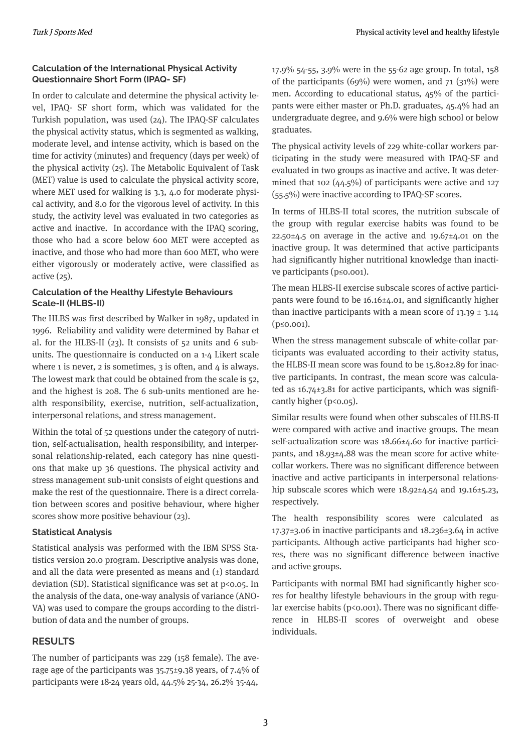### Calculation of the International Physical Activity Questionnaire Short Form (IPAQ- SF)

In order to calculate and determine the physical activity level, IPAQ- SF short form, which was validated for the Turkish population, was used (24). The IPAQ-SF calculates the physical activity status, which is segmented as walking, moderate level, and intense activity, which is based on the time for activity (minutes) and frequency (days per week) of the physical activity (25). The Metabolic Equivalent of Task (MET) value is used to calculate the physical activity score, where MET used for walking is 3.3, 4.0 for moderate physical activity, and 8.0 for the vigorous level of activity. In this study, the activity level was evaluated in two categories as active and inactive. In accordance with the IPAQ scoring, those who had a score below 600 MET were accepted as inactive, and those who had more than 600 MET, who were either vigorously or moderately active, were classified as active (25).

### Calculation of the Healthy Lifestyle Behaviours Scale-II (HLBS-II)

The HLBS was first described by Walker in 1987, updated in 1996. Reliability and validity were determined by Bahar et al. for the HLBS-II (23). It consists of 52 units and 6 subunits. The questionnaire is conducted on a 1-4 Likert scale where 1 is never, 2 is sometimes, 3 is often, and 4 is always. The lowest mark that could be obtained from the scale is 52, and the highest is 208. The 6 sub-units mentioned are health responsibility, exercise, nutrition, self-actualization, interpersonal relations, and stress management.

Within the total of 52 questions under the category of nutrition, self-actualisation, health responsibility, and interpersonal relationship-related, each category has nine questions that make up 36 questions. The physical activity and stress management sub-unit consists of eight questions and make the rest of the questionnaire. There is a direct correlation between scores and positive behaviour, where higher scores show more positive behaviour (23).

### Statistical Analysis

Statistical analysis was performed with the IBM SPSS Statistics version 20.0 program. Descriptive analysis was done, and all the data were presented as means and (±) standard deviation (SD). Statistical significance was set at $p<0.05$. In the analysis of the data, one-way analysis of variance (ANOVA) was used to compare the groups according to the distribution of data and the number of groups.

## RESULTS

The number of participants was 229 (158 female). The average age of the participants was 35.75±9.38 years, of 7.4% of participants were 18-24 years old, 44.5% 25-34, 26.2% 35-44, 17.9% 54-55, 3.9% were in the 55-62 age group. In total, 158 of the participants (69%) were women, and 71 (31%) were men. According to educational status, 45% of the participants were either master or Ph.D. graduates, 45.4% had an undergraduate degree, and 9.6% were high school or below graduates.

The physical activity levels of 229 white-collar workers participating in the study were measured with IPAQ-SF and evaluated in two groups as inactive and active. It was determined that 102 (44.5%) of participants were active and 127 (55.5%) were inactive according to IPAQ-SF scores.

In terms of HLBS-II total scores, the nutrition subscale of the group with regular exercise habits was found to be 22.50±4.5 on average in the active and 19.67±4.01 on the inactive group. It was determined that active participants had significantly higher nutritional knowledge than inactive participants ($p\leq0.001$).

The mean HLBS-II exercise subscale scores of active participants were found to be 16.16±4.01, and significantly higher than inactive participants with a mean score of 13.39 ± 3.14 ($p\leq0.001$).

When the stress management subscale of white-collar participants was evaluated according to their activity status, the HLBS-II mean score was found to be 15.80±2.89 for inactive participants. In contrast, the mean score was calculated as 16.74±3.81 for active participants, which was significantly higher ($p<0.05$).

Similar results were found when other subscales of HLBS-II were compared with active and inactive groups. The mean self-actualization score was 18.66±4.60 for inactive participants, and 18.93±4.88 was the mean score for active white-collar workers. There was no significant difference between inactive and active participants in interpersonal relationship subscale scores which were 18.92±4.54 and 19.16±5.23, respectively.

The health responsibility scores were calculated as 17.37±3.06 in inactive participants and 18.236±3.64 in active participants. Although active participants had higher scores, there was no significant difference between inactive and active groups.

Participants with normal BMI had significantly higher scores for healthy lifestyle behaviours in the group with regular exercise habits ($p<0.001$). There was no significant difference in HLBS-II scores of overweight and obese individuals.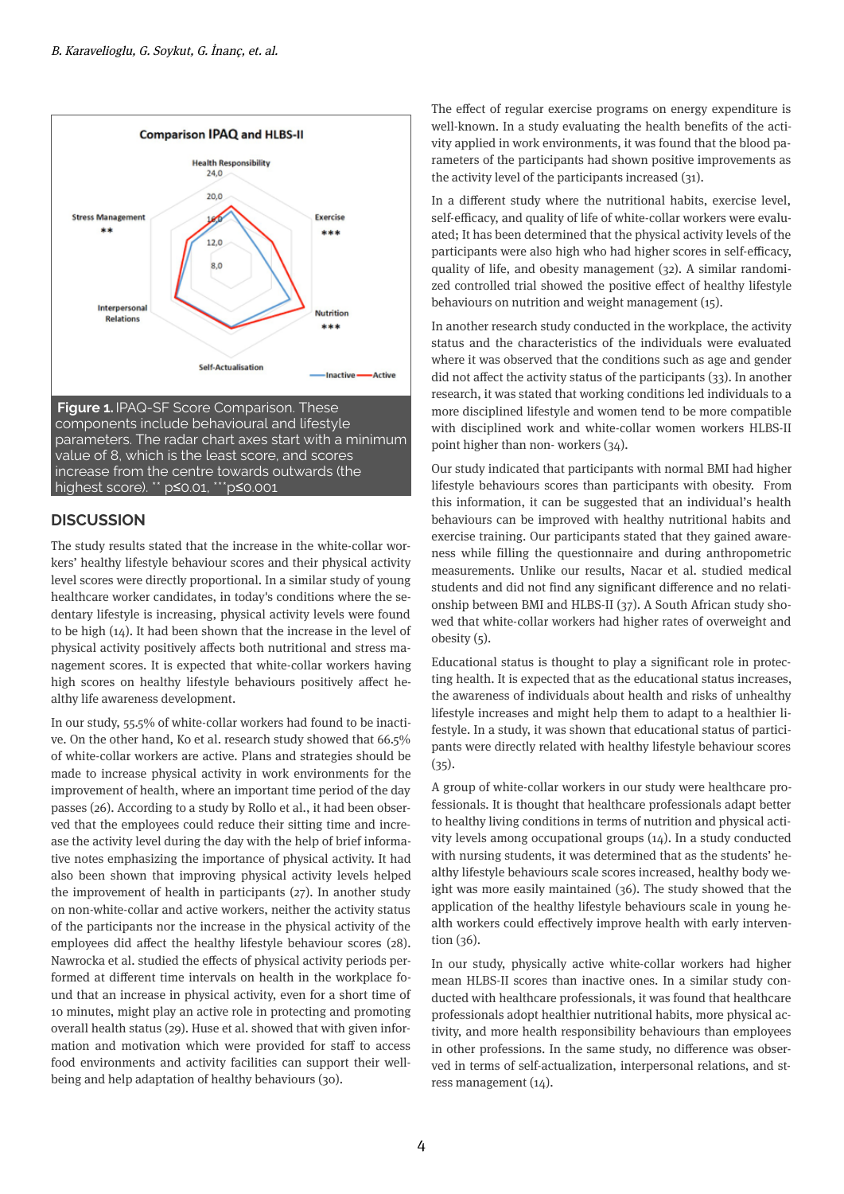Figure 1. IPAQ-SF Score Comparison. These components include behavioural and lifestyle parameters. The radar chart axes start with a minimum value of 8, which is the least score, and scores increase from the centre towards outwards (the highest score). ** p≤0.01, ***p≤0.001

## DISCUSSION

The study results stated that the increase in the white-collar workers' healthy lifestyle behaviour scores and their physical activity level scores were directly proportional. In a similar study of young healthcare worker candidates, in today's conditions where the sedentary lifestyle is increasing, physical activity levels were found to be high (14). It had been shown that the increase in the level of physical activity positively affects both nutritional and stress management scores. It is expected that white-collar workers having high scores on healthy lifestyle behaviours positively affect healthy life awareness development.

In our study, 55.5% of white-collar workers had found to be inactive. On the other hand, Ko et al. research study showed that 66.5% of white-collar workers are active. Plans and strategies should be made to increase physical activity in work environments for the improvement of health, where an important time period of the day passes (26). According to a study by Rollo et al., it had been observed that the employees could reduce their sitting time and increase the activity level during the day with the help of brief informative notes emphasizing the importance of physical activity. It had also been shown that improving physical activity levels helped the improvement of health in participants (27). In another study on non-white-collar and active workers, neither the activity status of the participants nor the increase in the physical activity of the employees did affect the healthy lifestyle behaviour scores (28). Nawrocka et al. studied the effects of physical activity periods performed at different time intervals on health in the workplace found that an increase in physical activity, even for a short time of 10 minutes, might play an active role in protecting and promoting overall health status (29). Huse et al. showed that with given information and motivation which were provided for staff to access food environments and activity facilities can support their wellbeing and help adaptation of healthy behaviours (30).

The effect of regular exercise programs on energy expenditure is well-known. In a study evaluating the health benefits of the activity applied in work environments, it was found that the blood parameters of the participants had shown positive improvements as the activity level of the participants increased (31).

In a different study where the nutritional habits, exercise level, self-efficacy, and quality of life of white-collar workers were evaluated; It has been determined that the physical activity levels of the participants were also high who had higher scores in self-efficacy, quality of life, and obesity management (32). A similar randomized controlled trial showed the positive effect of healthy lifestyle behaviours on nutrition and weight management (15).

In another research study conducted in the workplace, the activity status and the characteristics of the individuals were evaluated where it was observed that the conditions such as age and gender did not affect the activity status of the participants (33). In another research, it was stated that working conditions led individuals to a more disciplined lifestyle and women tend to be more compatible with disciplined work and white-collar women workers HLBS-II point higher than non- workers (34).

Our study indicated that participants with normal BMI had higher lifestyle behaviours scores than participants with obesity. From this information, it can be suggested that an individual's health behaviours can be improved with healthy nutritional habits and exercise training. Our participants stated that they gained awareness while filling the questionnaire and during anthropometric measurements. Unlike our results, Nacar et al. studied medical students and did not find any significant difference and no relationship between BMI and HLBS-II (37). A South African study showed that white-collar workers had higher rates of overweight and obesity (5).

Educational status is thought to play a significant role in protecting health. It is expected that as the educational status increases, the awareness of individuals about health and risks of unhealthy lifestyle increases and might help them to adapt to a healthier lifestyle. In a study, it was shown that educational status of participants were directly related with healthy lifestyle behaviour scores (35).

A group of white-collar workers in our study were healthcare professionals. It is thought that healthcare professionals adapt better to healthy living conditions in terms of nutrition and physical activity levels among occupational groups (14). In a study conducted with nursing students, it was determined that as the students' healthy lifestyle behaviours scale scores increased, healthy body weight was more easily maintained (36). The study showed that the application of the healthy lifestyle behaviours scale in young health workers could effectively improve health with early intervention (36).

In our study, physically active white-collar workers had higher mean HLBS-II scores than inactive ones. In a similar study conducted with healthcare professionals, it was found that healthcare professionals adopt healthier nutritional habits, more physical activity, and more health responsibility behaviours than employees in other professions. In the same study, no difference was observed in terms of self-actualization, interpersonal relations, and stress management (14).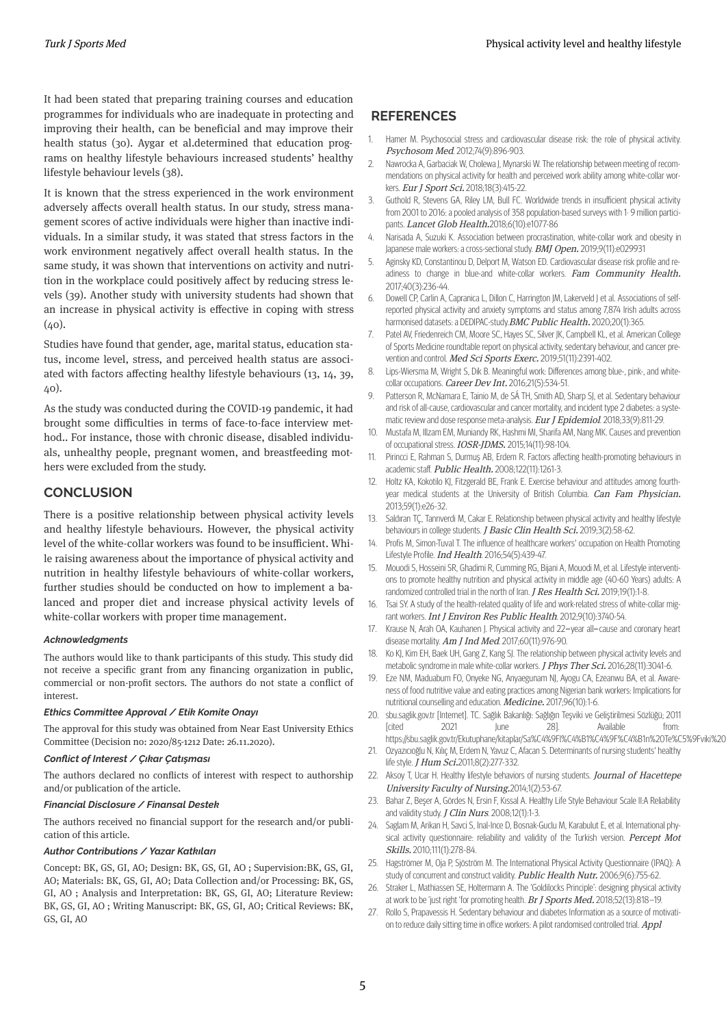It had been stated that preparing training courses and education programmes for individuals who are inadequate in protecting and improving their health, can be beneficial and may improve their health status (30). Aygar et al.determined that education programs on healthy lifestyle behaviours increased students' healthy lifestyle behaviour levels (38).

It is known that the stress experienced in the work environment adversely affects overall health status. In our study, stress management scores of active individuals were higher than inactive individuals. In a similar study, it was stated that stress factors in the work environment negatively affect overall health status. In the same study, it was shown that interventions on activity and nutrition in the workplace could positively affect by reducing stress levels (39). Another study with university students had shown that an increase in physical activity is effective in coping with stress (40).

Studies have found that gender, age, marital status, education status, income level, stress, and perceived health status are associated with factors affecting healthy lifestyle behaviours (13, 14, 39, 40).

As the study was conducted during the COVID-19 pandemic, it had brought some difficulties in terms of face-to-face interview method.. For instance, those with chronic disease, disabled individuals, unhealthy people, pregnant women, and breastfeeding mothers were excluded from the study.

## CONCLUSION

There is a positive relationship between physical activity levels and healthy lifestyle behaviours. However, the physical activity level of the white-collar workers was found to be insufficient. While raising awareness about the importance of physical activity and nutrition in healthy lifestyle behaviours of white-collar workers, further studies should be conducted on how to implement a balanced and proper diet and increase physical activity levels of white-collar workers with proper time management.

#### *Acknowledgments*

The authors would like to thank participants of this study. This study did not receive a specific grant from any financing organization in public, commercial or non-profit sectors. The authors do not state a conflict of interest.

#### *Ethics Committee Approval / Etik Komite Onayı*

The approval for this study was obtained from Near East University Ethics Committee (Decision no: 2020/85-1212 Date: 26.11.2020).

#### *Conflict of Interest / Çıkar Çatışması*

The authors declared no conflicts of interest with respect to authorship and/or publication of the article.

#### *Financial Disclosure / Finansal Destek*

The authors received no financial support for the research and/or publication of this article.

#### *Author Contributions / Yazar Katkıları*

Concept: BK, GS, GI, AO; Design: BK, GS, GI, AO ; Supervision:BK, GS, GI, AO; Materials: BK, GS, GI, AO; Data Collection and/or Processing: BK, GS, GI, AO ; Analysis and Interpretation: BK, GS, GI, AO; Literature Review: BK, GS, GI, AO ; Writing Manuscript: BK, GS, GI, AO; Critical Reviews: BK, GS, GI, AO

## REFERENCES

1. Hamer M. Psychosocial stress and cardiovascular disease risk: the role of physical activity. *Psychosom Med*. 2012;74(9):896-903.
2. Nawrocka A, Garbaciak W, Cholewa J, Mynarski W. The relationship between meeting of recommendations on physical activity for health and perceived work ability among white-collar workers. *Eur J Sport Sci.* 2018;18(3):415-22.
3. Guthold R, Stevens GA, Riley LM, Bull FC. Worldwide trends in insufficient physical activity from 2001 to 2016: a pooled analysis of 358 population-based surveys with 1· 9 million participants. *Lancet Glob Health.*2018;6(10):e1077-86
4. Narisada A, Suzuki K. Association between procrastination, white-collar work and obesity in Japanese male workers: a cross-sectional study. *BMJ Open.* 2019;9(11):e029931
5. Aginsky KD, Constantinou D, Delport M, Watson ED. Cardiovascular disease risk profile and readiness to change in blue-and white-collar workers. *Fam Community Health.* 2017;40(3):236-44.
6. Dowell CP, Carlin A, Capranica L, Dillon C, Harrington JM, Lakerveld J et al. Associations of self-reported physical activity and anxiety symptoms and status among 7,874 Irish adults across harmonised datasets: a DEDIPAC-study.*BMC Public Health.* 2020;20(1):365.
7. Patel AV, Friedenreich CM, Moore SC, Hayes SC, Silver JK, Campbell KL, et al. American College of Sports Medicine roundtable report on physical activity, sedentary behaviour, and cancer prevention and control. *Med Sci Sports Exerc.* 2019;51(11):2391-402.
8. Lips-Wiersma M, Wright S, Dik B. Meaningful work: Differences among blue-, pink-, and white-collar occupations. *Career Dev Int.* 2016;21(5):534-51.
9. Patterson R, McNamara E, Tainio M, de SÁ TH, Smith AD, Sharp SJ, et al. Sedentary behaviour and risk of all-cause, cardiovascular and cancer mortality, and incident type 2 diabetes: a systematic review and dose response meta-analysis. *Eur J Epidemiol*. 2018;33(9):811-29.
10. Mustafa M, Illzam EM, Muniandy RK, Hashmi MI, Sharifa AM, Nang MK. Causes and prevention of occupational stress. *IOSR-JDMS.* 2015;14(11):98-104.
11. Pirincci E, Rahman S, Durmuş AB, Erdem R. Factors affecting health-promoting behaviours in academic staff. *Public Health.* 2008;122(11):1261-3.
12. Holtz KA, Kokotilo KJ, Fitzgerald BE, Frank E. Exercise behaviour and attitudes among fourth-year medical students at the University of British Columbia. *Can Fam Physician.* 2013;59(1):e26-32.
13. Saldıran TÇ, Tanrıverdi M, Cakar E. Relationship between physical activity and healthy lifestyle behaviours in college students. *J Basic Clin Health Sci.* 2019;3(2):58-62.
14. Profis M, Simon-Tuval T. The influence of healthcare workers' occupation on Health Promoting Lifestyle Profile. *Ind Health*. 2016;54(5):439-47.
15. Mouodi S, Hosseini SR, Ghadimi R, Cumming RG, Bijani A, Mouodi M, et al. Lifestyle interventions to promote healthy nutrition and physical activity in middle age (40-60 Years) adults: A randomized controlled trial in the north of Iran. *J Res Health Sci.* 2019;19(1):1-8.
16. Tsai SY. A study of the health-related quality of life and work-related stress of white-collar migrant workers. *Int J Environ Res Public Health*. 2012;9(10):3740-54.
17. Krause N, Arah OA, Kauhanen J. Physical activity and 22‒year all‒cause and coronary heart disease mortality. *Am J Ind Med*. 2017;60(11):976-90.
18. Ko KJ, Kim EH, Baek UH, Gang Z, Kang SJ. The relationship between physical activity levels and metabolic syndrome in male white-collar workers. *J Phys Ther Sci.* 2016;28(11):3041-6.
19. Eze NM, Maduabum FO, Onyeke NG, Anyaegunam NJ, Ayogu CA, Ezeanwu BA, et al. Awareness of food nutritive value and eating practices among Nigerian bank workers: Implications for nutritional counselling and education. *Medicine.* 2017;96(10):1-6.
20. sbu.saglik.gov.tr [Internet]. TC. Sağlık Bakanlığı: Sağlığın Teşviki ve Geliştirilmesi Sözlüğü; 2011 [cited 2021 June 28]. Available from: https://sbu.saglik.gov.tr/Ekutuphane/kitaplar/Sa%C4%9Fl%C4%B1%C4%9F%C4%B1n%20Te%C5%9Fviki%20
21. Ozyazıcıoğlu N, Kılıç M, Erdem N, Yavuz C, Afacan S. Determinants of nursing students' healthy life style. *J Hum Sci.*2011;8(2):277-332.
22. Aksoy T, Ucar H. Healthy lifestyle behaviors of nursing students. *Journal of Hacettepe University Faculty of Nursing.*2014;1(2):53-67.
23. Bahar Z, Beşer A, Gördes N, Ersin F, Kıssal A. Healthy Life Style Behaviour Scale II:A Reliability and validity study. *J Clin Nurs*. 2008;12(1):1-3.
24. Saglam M, Arikan H, Savci S, Inal-Ince D, Bosnak-Guclu M, Karabulut E, et al. International physical activity questionnaire: reliability and validity of the Turkish version. *Percept Mot Skills.* 2010;111(1):278-84.
25. Hagströmer M, Oja P, Sjöström M. The International Physical Activity Questionnaire (IPAQ): A study of concurrent and construct validity. *Public Health Nutr.* 2006;9(6):755-62.
26. Straker L, Mathiassen SE, Holtermann A. The 'Goldilocks Principle': designing physical activity at work to be 'just right 'for promoting health. *Br J Sports Med.* 2018;52(13):818–19.
27. Rollo S, Prapavessis H. Sedentary behaviour and diabetes Information as a source of motivation to reduce daily sitting time in office workers: A pilot randomised controlled trial. *Appl*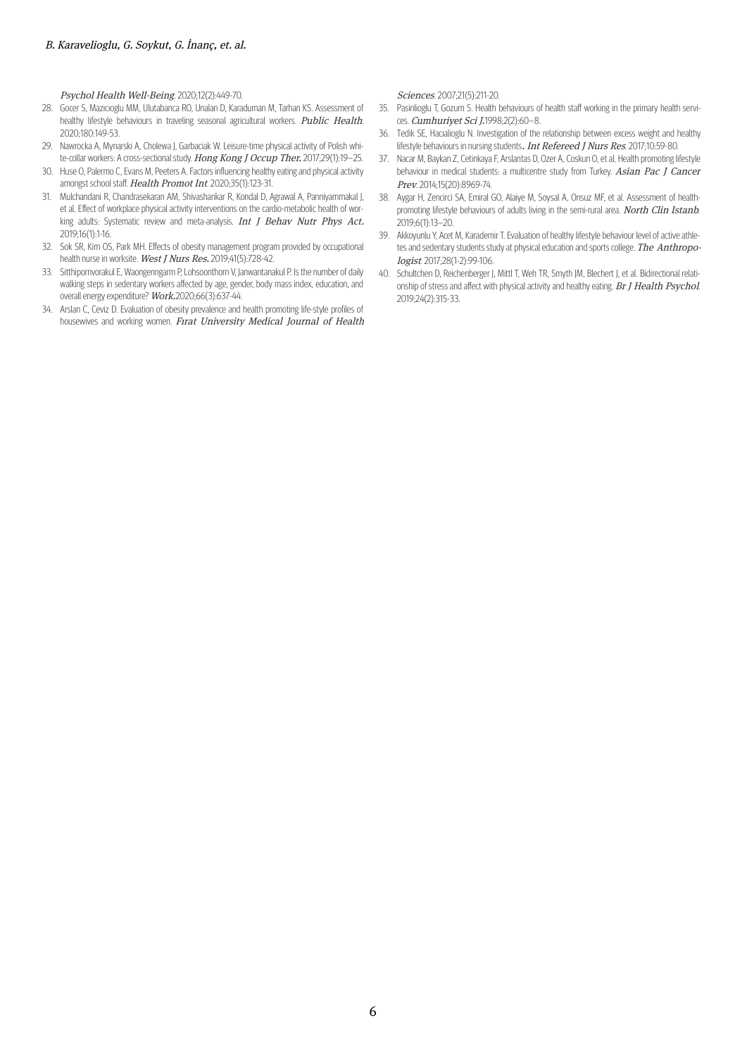*Psychol Health Well-Being*. 2020;12(2):449-70.

28. Gocer S, Mazıcıoglu MM, Ulutabanca RO, Unalan D, Karaduman M, Tarhan KS. Assessment of healthy lifestyle behaviours in traveling seasonal agricultural workers. *Public Health*. 2020;180:149-53.
29. Nawrocka A, Mynarski A, Cholewa J, Garbaciak W. Leisure-time physical activity of Polish white-collar workers: A cross-sectional study. *Hong Kong J Occup Ther.* 2017;29(1):19–25.
30. Huse O, Palermo C, Evans M, Peeters A. Factors influencing healthy eating and physical activity amongst school staff. *Health Promot Int*. 2020;35(1):123-31.
31. Mulchandani R, Chandrasekaran AM, Shivashankar R, Kondal D, Agrawal A, Panniyammakal J, et al. Effect of workplace physical activity interventions on the cardio-metabolic health of working adults: Systematic review and meta-analysis. *Int J Behav Nutr Phys Act.* 2019;16(1):1-16.
32. Sok SR, Kim OS, Park MH. Effects of obesity management program provided by occupational health nurse in worksite. *West J Nurs Res.* 2019;41(5):728-42.
33. Sitthipornvorakul E, Waongenngarm P, Lohsoonthorn V, Janwantanakul P. Is the number of daily walking steps in sedentary workers affected by age, gender, body mass index, education, and overall energy expenditure? *Work.*2020;66(3):637-44.
34. Arslan C, Ceviz D. Evaluation of obesity prevalence and health promoting life-style profiles of housewives and working women. *Fırat University Medical Journal of Health Sciences*. 2007;21(5):211-20.
35. Pasinlioglu T, Gozum S. Health behaviours of health staff working in the primary health services. *Cumhuriyet Sci J.*1998;2(2):60–8.
36. Tedik SE, Hacıalioglu N. Investigation of the relationship between excess weight and healthy lifestyle behaviours in nursing students**.** *Int Refereed J Nurs Res*. 2017;10:59-80.
37. Nacar M, Baykan Z, Cetinkaya F, Arslantas D, Ozer A, Coskun O, et al. Health promoting lifestyle behaviour in medical students: a multicentre study from Turkey. *Asian Pac J Cancer Prev*. 2014;15(20):8969-74.
38. Aygar H, Zencirci SA, Emiral GO, Alaiye M, Soysal A, Onsuz MF, et al. Assessment of health-promoting lifestyle behaviours of adults living in the semi-rural area. *North Clin Istanb*. 2019;6(1):13–20.
39. Akkoyunlu Y, Acet M, Karademir T. Evaluation of healthy lifestyle behaviour level of active athletes and sedentary students study at physical education and sports college. *The Anthropologist*. 2017;28(1-2):99-106.
40. Schultchen D, Reichenberger J, Mittl T, Weh TR, Smyth JM, Blechert J, et al. Bidirectional relationship of stress and affect with physical activity and healthy eating. *Br J Health Psychol*. 2019;24(2):315-33.